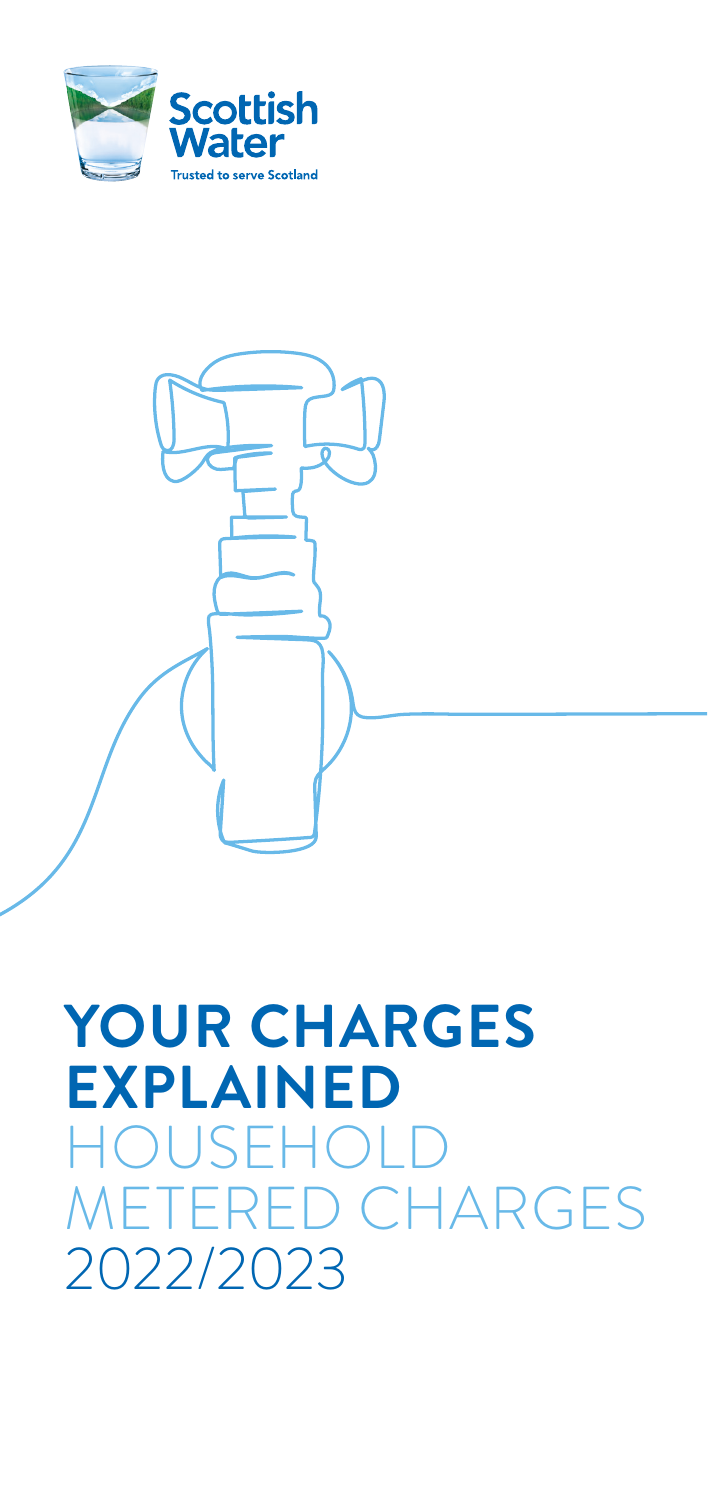Scottish Water

Trusted to serve Scotland

# YOUR CHARGES EXPLAINED

## HOUSEHOLD METERED CHARGES 2022/2023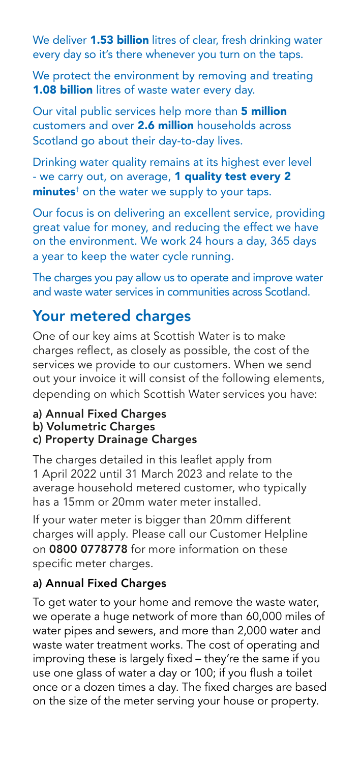We deliver **1.53 billion** litres of clear, fresh drinking water every day so it's there whenever you turn on the taps.

We protect the environment by removing and treating **1.08 billion** litres of waste water every day.

Our vital public services help more than **5 million** customers and over **2.6 million** households across Scotland go about their day-to-day lives.

Drinking water quality remains at its highest ever level - we carry out, on average, **1 quality test every 2 minutes**† on the water we supply to your taps.

Our focus is on delivering an excellent service, providing great value for money, and reducing the effect we have on the environment. We work 24 hours a day, 365 days a year to keep the water cycle running.

The charges you pay allow us to operate and improve water and waste water services in communities across Scotland.

## Your metered charges

One of our key aims at Scottish Water is to make charges reflect, as closely as possible, the cost of the services we provide to our customers. When we send out your invoice it will consist of the following elements, depending on which Scottish Water services you have:

**a) Annual Fixed Charges**
**b) Volumetric Charges**
**c) Property Drainage Charges**

The charges detailed in this leaflet apply from 1 April 2022 until 31 March 2023 and relate to the average household metered customer, who typically has a 15mm or 20mm water meter installed.

If your water meter is bigger than 20mm different charges will apply. Please call our Customer Helpline on **0800 0778778** for more information on these specific meter charges.

### a) Annual Fixed Charges

To get water to your home and remove the waste water, we operate a huge network of more than 60,000 miles of water pipes and sewers, and more than 2,000 water and waste water treatment works. The cost of operating and improving these is largely fixed – they're the same if you use one glass of water a day or 100; if you flush a toilet once or a dozen times a day. The fixed charges are based on the size of the meter serving your house or property.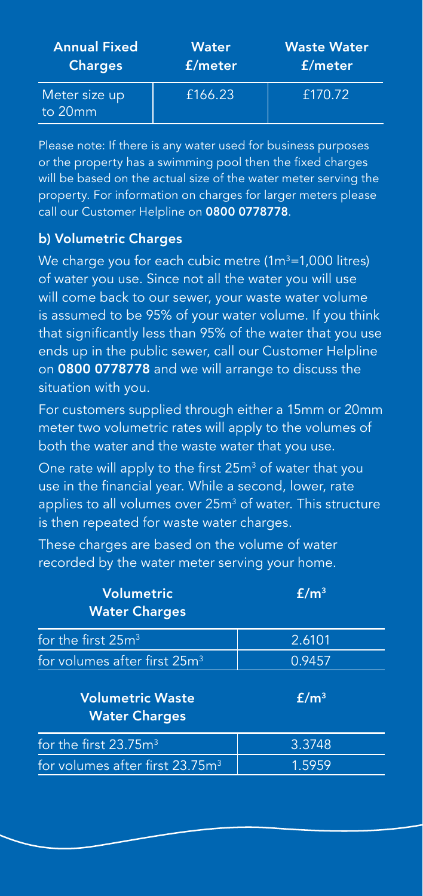| Annual Fixed Charges | Water £/meter | Waste Water £/meter |
|---|---|---|
| Meter size up to 20mm | £166.23 | £170.72 |

Please note: If there is any water used for business purposes or the property has a swimming pool then the fixed charges will be based on the actual size of the water meter serving the property. For information on charges for larger meters please call our Customer Helpline on **0800 0778778**.

**b) Volumetric Charges**

We charge you for each cubic metre ($1m^3$=1,000 litres) of water you use. Since not all the water you will use will come back to our sewer, your waste water volume is assumed to be 95% of your water volume. If you think that significantly less than 95% of the water that you use ends up in the public sewer, call our Customer Helpline on **0800 0778778** and we will arrange to discuss the situation with you.

For customers supplied through either a 15mm or 20mm meter two volumetric rates will apply to the volumes of both the water and the waste water that you use.

One rate will apply to the first $25m^3$ of water that you use in the financial year. While a second, lower, rate applies to all volumes over $25m^3$ of water. This structure is then repeated for waste water charges.

These charges are based on the volume of water recorded by the water meter serving your home.

| Volumetric Water Charges | £/$m^3$ |
|---|---|
| for the first $25m^3$ | 2.6101 |
| for volumes after first $25m^3$ | 0.9457 |

| Volumetric Waste Water Charges | £/$m^3$ |
|---|---|
| for the first $23.75m^3$ | 3.3748 |
| for volumes after first $23.75m^3$ | 1.5959 |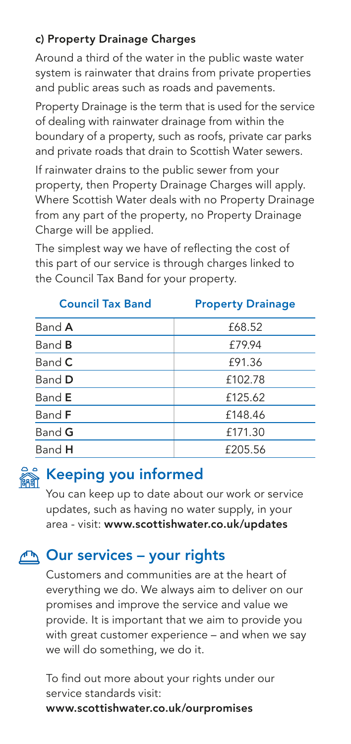#### c) Property Drainage Charges

Around a third of the water in the public waste water system is rainwater that drains from private properties and public areas such as roads and pavements.

Property Drainage is the term that is used for the service of dealing with rainwater drainage from within the boundary of a property, such as roofs, private car parks and private roads that drain to Scottish Water sewers.

If rainwater drains to the public sewer from your property, then Property Drainage Charges will apply. Where Scottish Water deals with no Property Drainage from any part of the property, no Property Drainage Charge will be applied.

The simplest way we have of reflecting the cost of this part of our service is through charges linked to the Council Tax Band for your property.

| Council Tax Band | Property Drainage |
|---|---|
| Band **A** | £68.52 |
| Band **B** | £79.94 |
| Band **C** | £91.36 |
| Band **D** | £102.78 |
| Band **E** | £125.62 |
| Band **F** | £148.46 |
| Band **G** | £171.30 |
| Band **H** | £205.56 |

## Keeping you informed

You can keep up to date about our work or service updates, such as having no water supply, in your area - visit: **www.scottishwater.co.uk/updates**

## Our services – your rights

Customers and communities are at the heart of everything we do. We always aim to deliver on our promises and improve the service and value we provide. It is important that we aim to provide you with great customer experience – and when we say we will do something, we do it.

To find out more about your rights under our service standards visit:
**www.scottishwater.co.uk/ourpromises**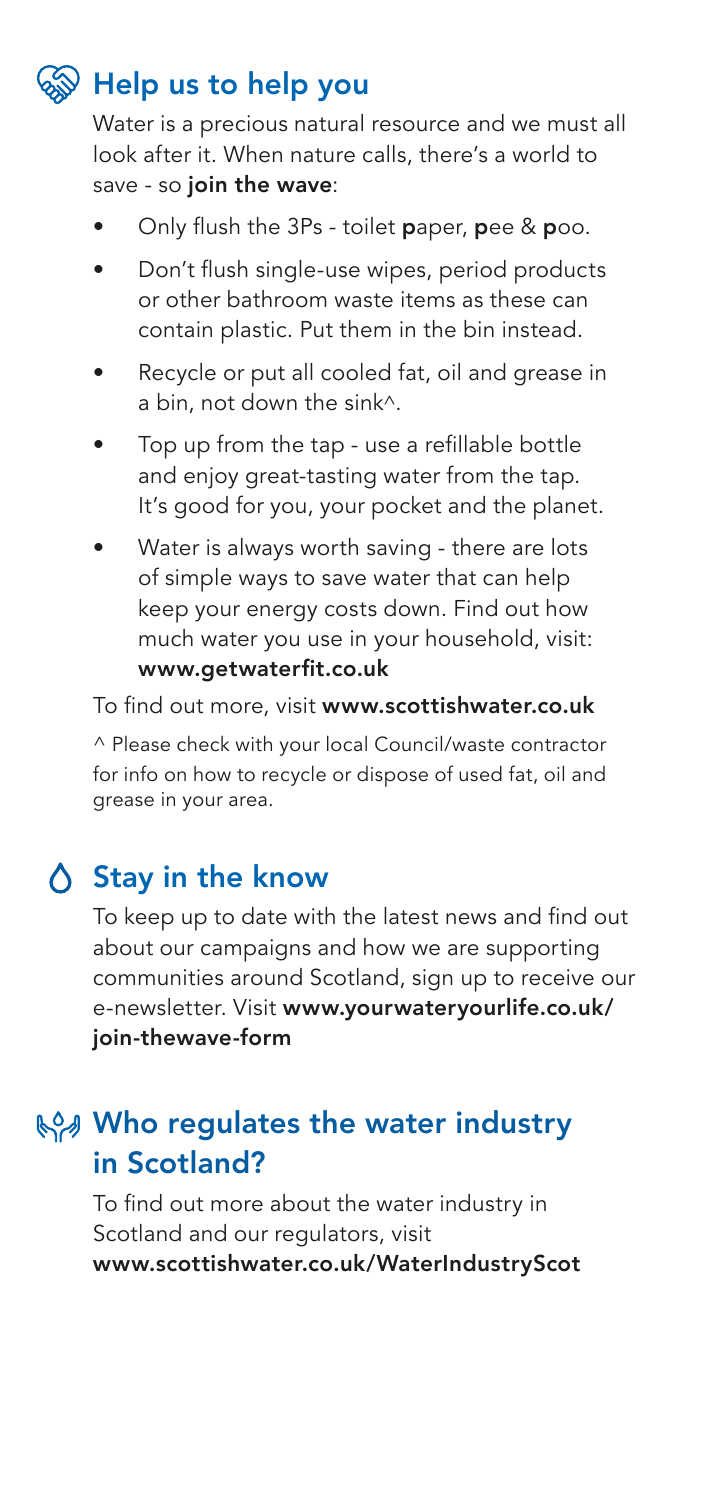## Help us to help you

Water is a precious natural resource and we must all look after it. When nature calls, there's a world to save - so **join the wave**:

- Only flush the 3Ps - toilet **p**aper, **p**ee & **p**oo.
- Don't flush single-use wipes, period products or other bathroom waste items as these can contain plastic. Put them in the bin instead.
- Recycle or put all cooled fat, oil and grease in a bin, not down the sink^.
- Top up from the tap - use a refillable bottle and enjoy great-tasting water from the tap. It's good for you, your pocket and the planet.
- Water is always worth saving - there are lots of simple ways to save water that can help keep your energy costs down. Find out how much water you use in your household, visit: **www.getwaterfit.co.uk**

To find out more, visit **www.scottishwater.co.uk**

^ Please check with your local Council/waste contractor for info on how to recycle or dispose of used fat, oil and grease in your area.

## Stay in the know

To keep up to date with the latest news and find out about our campaigns and how we are supporting communities around Scotland, sign up to receive our e-newsletter. Visit **www.yourwateryourlife.co.uk/join-thewave-form**

## Who regulates the water industry in Scotland?

To find out more about the water industry in Scotland and our regulators, visit **www.scottishwater.co.uk/WaterIndustryScot**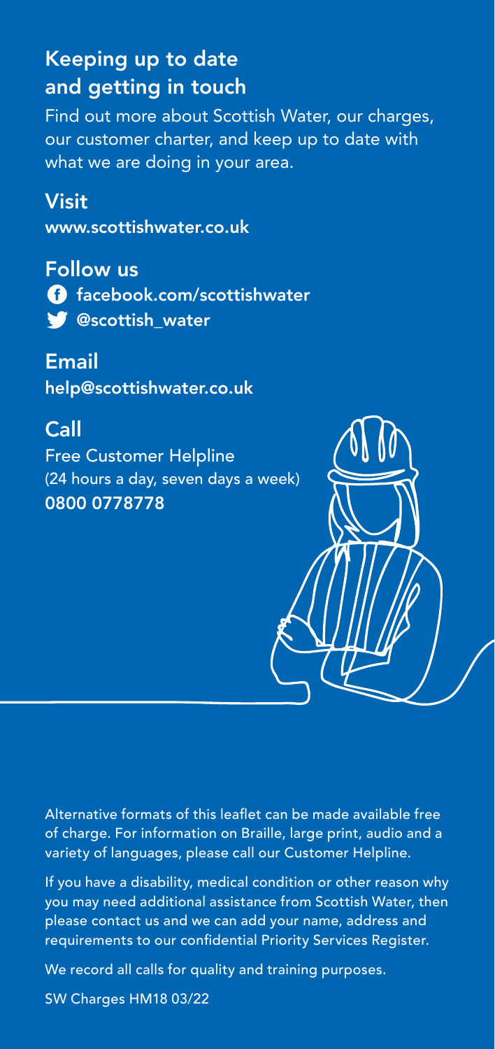## Keeping up to date and getting in touch

Find out more about Scottish Water, our charges, our customer charter, and keep up to date with what we are doing in your area.

### Visit

**www.scottishwater.co.uk**

### Follow us

**facebook.com/scottishwater**

**@scottish_water**

### Email

**help@scottishwater.co.uk**

### Call

Free Customer Helpline
(24 hours a day, seven days a week)
**0800 0778778**

Alternative formats of this leaflet can be made available free of charge. For information on Braille, large print, audio and a variety of languages, please call our Customer Helpline.

If you have a disability, medical condition or other reason why you may need additional assistance from Scottish Water, then please contact us and we can add your name, address and requirements to our confidential Priority Services Register.

We record all calls for quality and training purposes.

SW Charges HM18 03/22